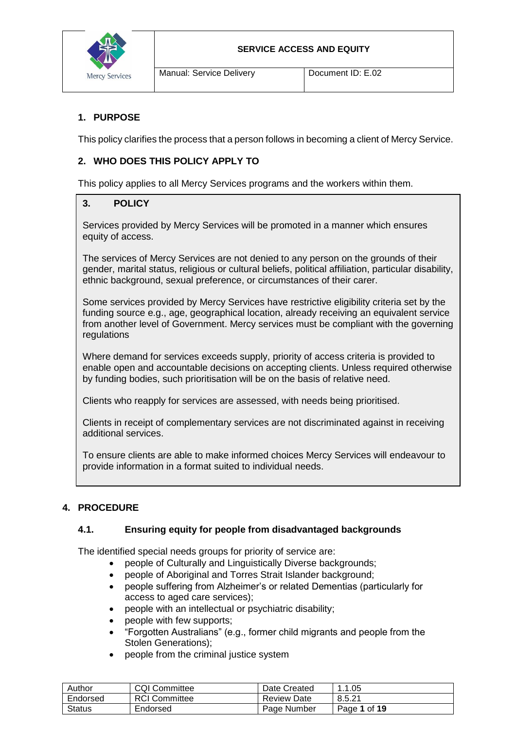**SERVICE ACCESS AND EQUITY**

| Manual: Service Delivery | Document ID: E.02 |
| --- | --- |

## 1. PURPOSE

This policy clarifies the process that a person follows in becoming a client of Mercy Service.

## 2. WHO DOES THIS POLICY APPLY TO

This policy applies to all Mercy Services programs and the workers within them.

## 3. POLICY

Services provided by Mercy Services will be promoted in a manner which ensures equity of access.

The services of Mercy Services are not denied to any person on the grounds of their gender, marital status, religious or cultural beliefs, political affiliation, particular disability, ethnic background, sexual preference, or circumstances of their carer.

Some services provided by Mercy Services have restrictive eligibility criteria set by the funding source e.g., age, geographical location, already receiving an equivalent service from another level of Government. Mercy services must be compliant with the governing regulations

Where demand for services exceeds supply, priority of access criteria is provided to enable open and accountable decisions on accepting clients. Unless required otherwise by funding bodies, such prioritisation will be on the basis of relative need.

Clients who reapply for services are assessed, with needs being prioritised.

Clients in receipt of complementary services are not discriminated against in receiving additional services.

To ensure clients are able to make informed choices Mercy Services will endeavour to provide information in a format suited to individual needs.

## 4. PROCEDURE

### 4.1. Ensuring equity for people from disadvantaged backgrounds

The identified special needs groups for priority of service are:

- people of Culturally and Linguistically Diverse backgrounds;
- people of Aboriginal and Torres Strait Islander background;
- people suffering from Alzheimer's or related Dementias (particularly for access to aged care services);
- people with an intellectual or psychiatric disability;
- people with few supports;
- "Forgotten Australians" (e.g., former child migrants and people from the Stolen Generations);
- people from the criminal justice system

| Author | CQI Committee | Date Created | 1.1.05 |
| --- | --- | --- | --- |
| Endorsed | RCI Committee | Review Date | 8.5.21 |
| Status | Endorsed | Page Number | Page 1 of 19 |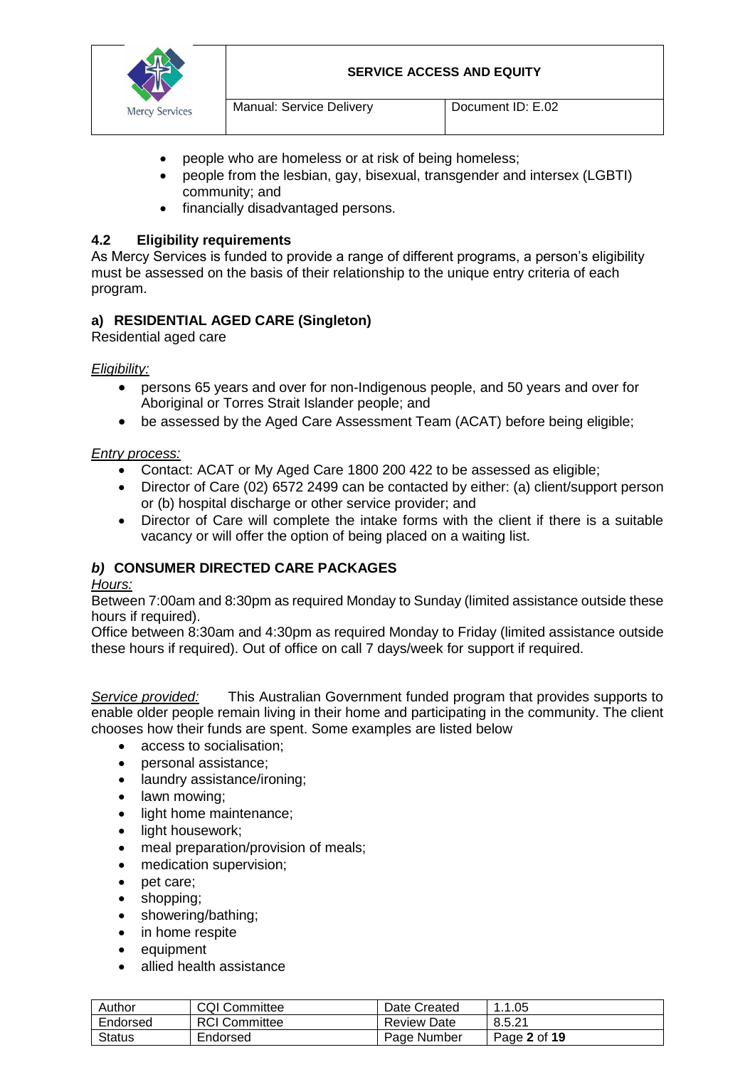- people who are homeless or at risk of being homeless;
- people from the lesbian, gay, bisexual, transgender and intersex (LGBTI) community; and
- financially disadvantaged persons.

### 4.2 Eligibility requirements

As Mercy Services is funded to provide a range of different programs, a person's eligibility must be assessed on the basis of their relationship to the unique entry criteria of each program.

#### a) RESIDENTIAL AGED CARE (Singleton)

Residential aged care

*Eligibility:*

- persons 65 years and over for non-Indigenous people, and 50 years and over for Aboriginal or Torres Strait Islander people; and
- be assessed by the Aged Care Assessment Team (ACAT) before being eligible;

*Entry process:*

- Contact: ACAT or My Aged Care 1800 200 422 to be assessed as eligible;
- Director of Care (02) 6572 2499 can be contacted by either: (a) client/support person or (b) hospital discharge or other service provider; and
- Director of Care will complete the intake forms with the client if there is a suitable vacancy or will offer the option of being placed on a waiting list.

#### *b)* CONSUMER DIRECTED CARE PACKAGES

*Hours:*

Between 7:00am and 8:30pm as required Monday to Sunday (limited assistance outside these hours if required).

Office between 8:30am and 4:30pm as required Monday to Friday (limited assistance outside these hours if required). Out of office on call 7 days/week for support if required.

*Service provided:* This Australian Government funded program that provides supports to enable older people remain living in their home and participating in the community. The client chooses how their funds are spent. Some examples are listed below

- access to socialisation;
- personal assistance;
- laundry assistance/ironing;
- lawn mowing;
- light home maintenance;
- light housework;
- meal preparation/provision of meals;
- medication supervision;
- pet care;
- shopping;
- showering/bathing;
- in home respite
- equipment
- allied health assistance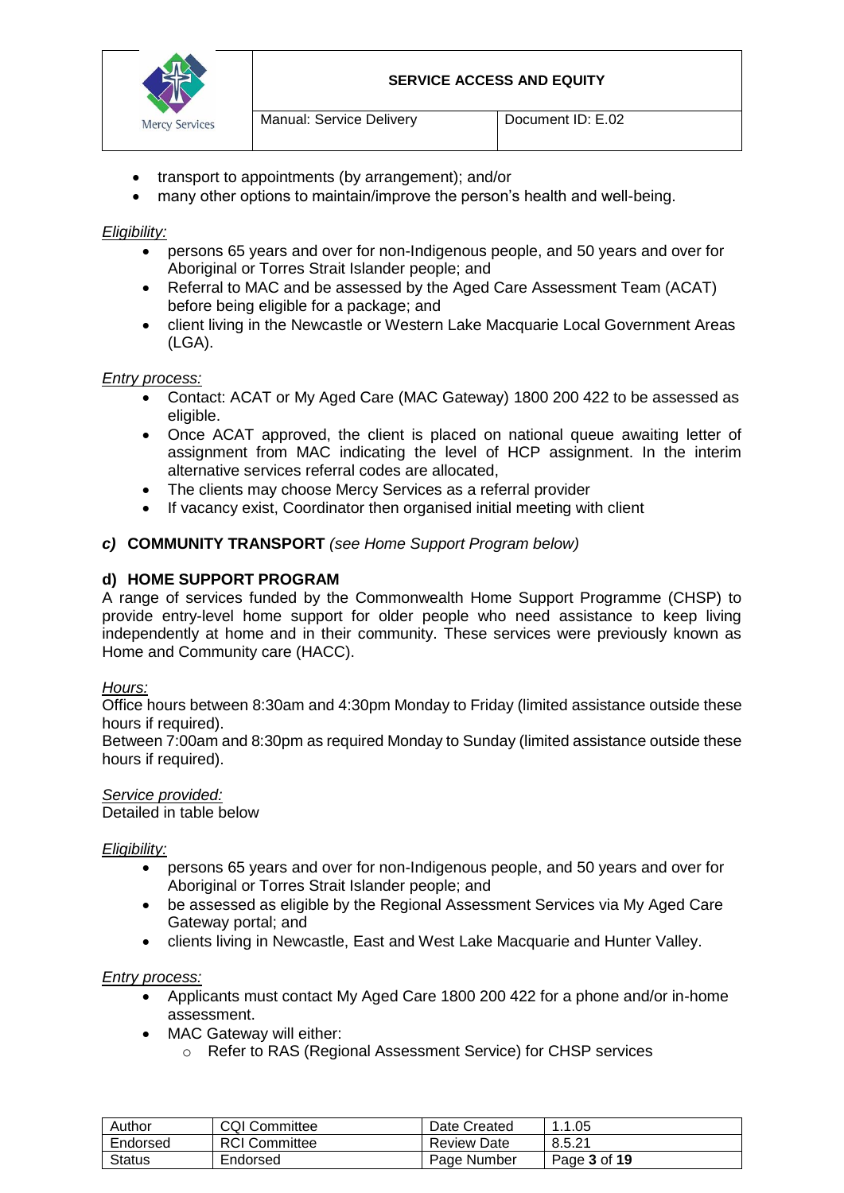- transport to appointments (by arrangement); and/or
- many other options to maintain/improve the person's health and well-being.

*Eligibility:*

- persons 65 years and over for non-Indigenous people, and 50 years and over for Aboriginal or Torres Strait Islander people; and
- Referral to MAC and be assessed by the Aged Care Assessment Team (ACAT) before being eligible for a package; and
- client living in the Newcastle or Western Lake Macquarie Local Government Areas (LGA).

*Entry process:*

- Contact: ACAT or My Aged Care (MAC Gateway) 1800 200 422 to be assessed as eligible.
- Once ACAT approved, the client is placed on national queue awaiting letter of assignment from MAC indicating the level of HCP assignment. In the interim alternative services referral codes are allocated,
- The clients may choose Mercy Services as a referral provider
- If vacancy exist, Coordinator then organised initial meeting with client

### *c)* **COMMUNITY TRANSPORT** *(see Home Support Program below)*

### d) HOME SUPPORT PROGRAM

A range of services funded by the Commonwealth Home Support Programme (CHSP) to provide entry-level home support for older people who need assistance to keep living independently at home and in their community. These services were previously known as Home and Community care (HACC).

*Hours:*

Office hours between 8:30am and 4:30pm Monday to Friday (limited assistance outside these hours if required).

Between 7:00am and 8:30pm as required Monday to Sunday (limited assistance outside these hours if required).

*Service provided:*

Detailed in table below

*Eligibility:*

- persons 65 years and over for non-Indigenous people, and 50 years and over for Aboriginal or Torres Strait Islander people; and
- be assessed as eligible by the Regional Assessment Services via My Aged Care Gateway portal; and
- clients living in Newcastle, East and West Lake Macquarie and Hunter Valley.

*Entry process:*

- Applicants must contact My Aged Care 1800 200 422 for a phone and/or in-home assessment.
- MAC Gateway will either:
  - Refer to RAS (Regional Assessment Service) for CHSP services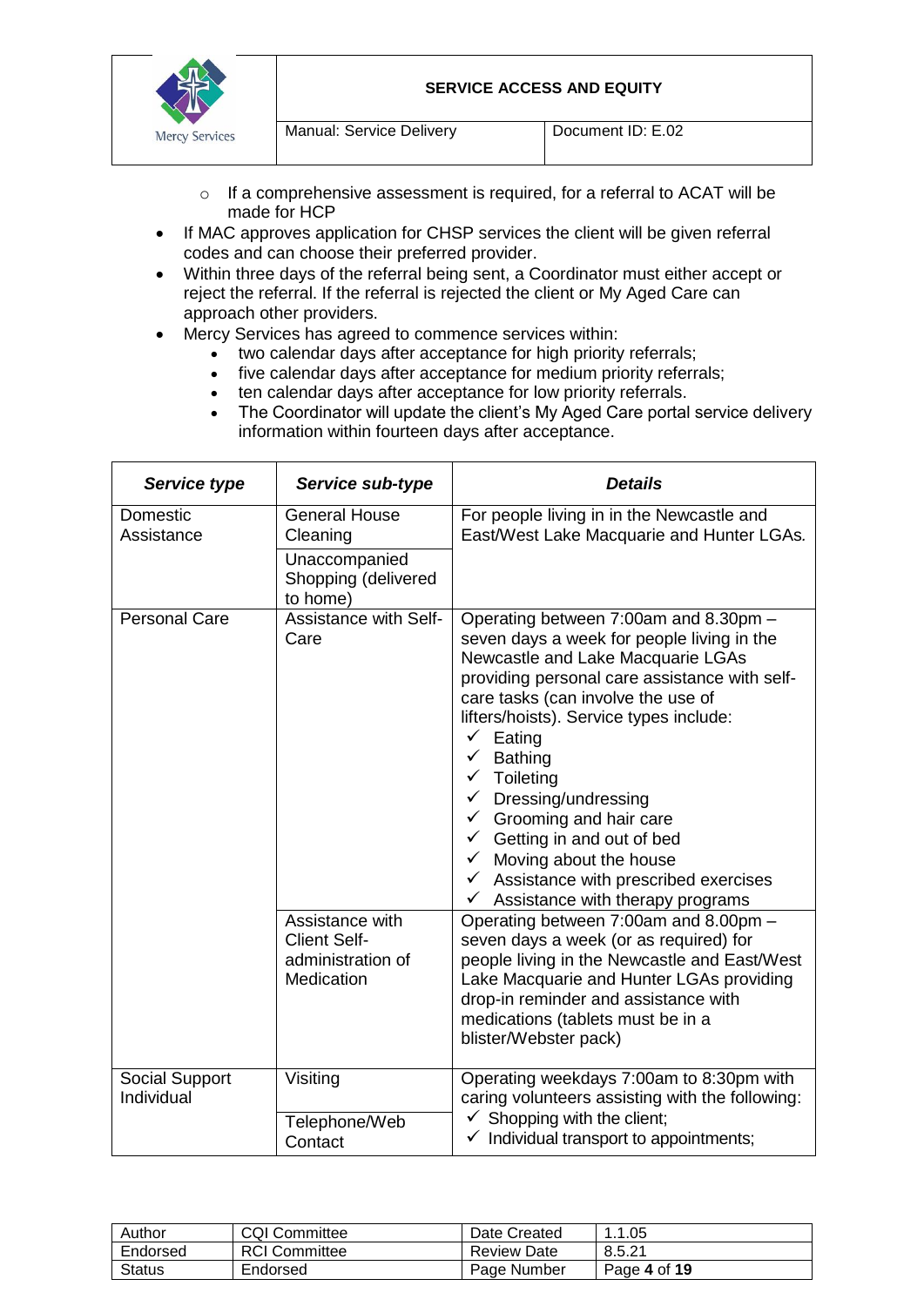- If a comprehensive assessment is required, for a referral to ACAT will be made for HCP
- If MAC approves application for CHSP services the client will be given referral codes and can choose their preferred provider.
- Within three days of the referral being sent, a Coordinator must either accept or reject the referral. If the referral is rejected the client or My Aged Care can approach other providers.
- Mercy Services has agreed to commence services within:
  - two calendar days after acceptance for high priority referrals;
  - five calendar days after acceptance for medium priority referrals;
  - ten calendar days after acceptance for low priority referrals.
  - The Coordinator will update the client's My Aged Care portal service delivery information within fourteen days after acceptance.

| ***Service type*** | ***Service sub-type*** | ***Details*** |
|---|---|---|
| Domestic Assistance | General House Cleaning | For people living in in the Newcastle and East/West Lake Macquarie and Hunter LGAs. |
| | Unaccompanied Shopping (delivered to home) | |
| Personal Care | Assistance with Self-Care | Operating between 7:00am and 8.30pm – seven days a week for people living in the Newcastle and Lake Macquarie LGAs providing personal care assistance with self-care tasks (can involve the use of lifters/hoists). Service types include:<br>✓ Eating<br>✓ Bathing<br>✓ Toileting<br>✓ Dressing/undressing<br>✓ Grooming and hair care<br>✓ Getting in and out of bed<br>✓ Moving about the house<br>✓ Assistance with prescribed exercises<br>✓ Assistance with therapy programs |
| | Assistance with Client Self-administration of Medication | Operating between 7:00am and 8.00pm – seven days a week (or as required) for people living in the Newcastle and East/West Lake Macquarie and Hunter LGAs providing drop-in reminder and assistance with medications (tablets must be in a blister/Webster pack) |
| Social Support Individual | Visiting | Operating weekdays 7:00am to 8:30pm with caring volunteers assisting with the following:<br>✓ Shopping with the client;<br>✓ Individual transport to appointments; |
| | Telephone/Web Contact | |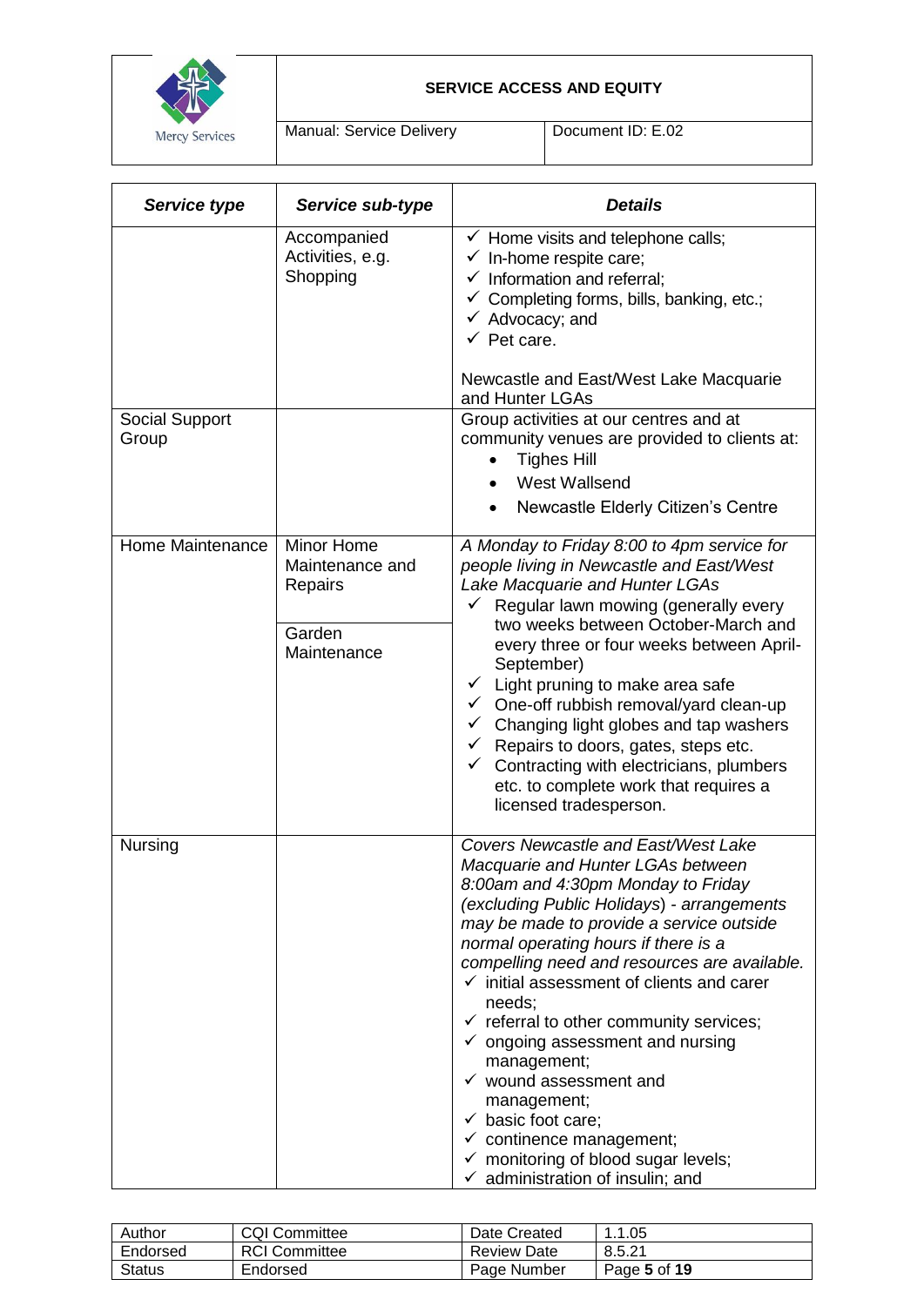| Service type | Service sub-type | Details |
|---|---|---|
| | Accompanied Activities, e.g. Shopping | ✓ Home visits and telephone calls;<br>✓ In-home respite care;<br>✓ Information and referral;<br>✓ Completing forms, bills, banking, etc.;<br>✓ Advocacy; and<br>✓ Pet care.<br><br>Newcastle and East/West Lake Macquarie and Hunter LGAs |
| Social Support Group | | Group activities at our centres and at community venues are provided to clients at:<br>• Tighes Hill<br>• West Wallsend<br>• Newcastle Elderly Citizen's Centre |
| Home Maintenance | Minor Home Maintenance and Repairs<br><br>Garden Maintenance | *A Monday to Friday 8:00 to 4pm service for people living in Newcastle and East/West Lake Macquarie and Hunter LGAs*<br>✓ Regular lawn mowing (generally every two weeks between October-March and every three or four weeks between April-September)<br>✓ Light pruning to make area safe<br>✓ One-off rubbish removal/yard clean-up<br>✓ Changing light globes and tap washers<br>✓ Repairs to doors, gates, steps etc.<br>✓ Contracting with electricians, plumbers etc. to complete work that requires a licensed tradesperson. |
| Nursing | | *Covers Newcastle and East/West Lake Macquarie and Hunter LGAs between 8:00am and 4:30pm Monday to Friday (excluding Public Holidays) - arrangements may be made to provide a service outside normal operating hours if there is a compelling need and resources are available.*<br>✓ initial assessment of clients and carer needs;<br>✓ referral to other community services;<br>✓ ongoing assessment and nursing management;<br>✓ wound assessment and management;<br>✓ basic foot care;<br>✓ continence management;<br>✓ monitoring of blood sugar levels;<br>✓ administration of insulin; and |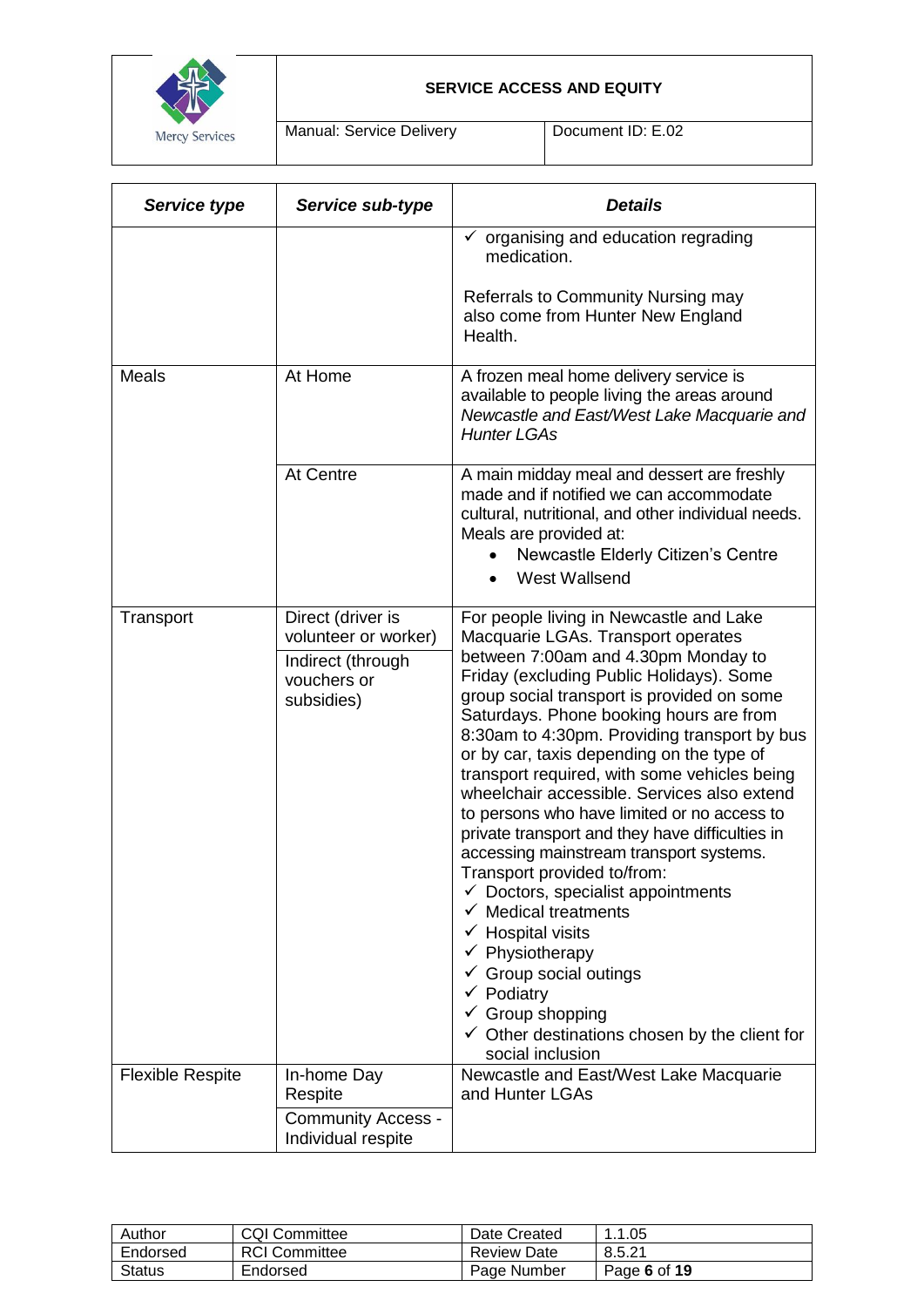| Service type | Service sub-type | Details |
|---|---|---|
| | | ✓ organising and education regrading medication.<br><br>Referrals to Community Nursing may also come from Hunter New England Health. |
| Meals | At Home | A frozen meal home delivery service is available to people living the areas around *Newcastle and East/West Lake Macquarie and Hunter LGAs* |
| | At Centre | A main midday meal and dessert are freshly made and if notified we can accommodate cultural, nutritional, and other individual needs. Meals are provided at:<br>• Newcastle Elderly Citizen's Centre<br>• West Wallsend |
| Transport | Direct (driver is volunteer or worker)<br><br>Indirect (through vouchers or subsidies) | For people living in Newcastle and Lake Macquarie LGAs. Transport operates between 7:00am and 4.30pm Monday to Friday (excluding Public Holidays). Some group social transport is provided on some Saturdays. Phone booking hours are from 8:30am to 4:30pm. Providing transport by bus or by car, taxis depending on the type of transport required, with some vehicles being wheelchair accessible. Services also extend to persons who have limited or no access to private transport and they have difficulties in accessing mainstream transport systems.<br>Transport provided to/from:<br>✓ Doctors, specialist appointments<br>✓ Medical treatments<br>✓ Hospital visits<br>✓ Physiotherapy<br>✓ Group social outings<br>✓ Podiatry<br>✓ Group shopping<br>✓ Other destinations chosen by the client for social inclusion |
| Flexible Respite | In-home Day Respite<br><br>Community Access - Individual respite | Newcastle and East/West Lake Macquarie and Hunter LGAs |

| Author | CQI Committee | Date Created | 1.1.05 |
|---|---|---|---|
| Endorsed | RCI Committee | Review Date | 8.5.21 |
| Status | Endorsed | Page Number | Page **6** of **19** |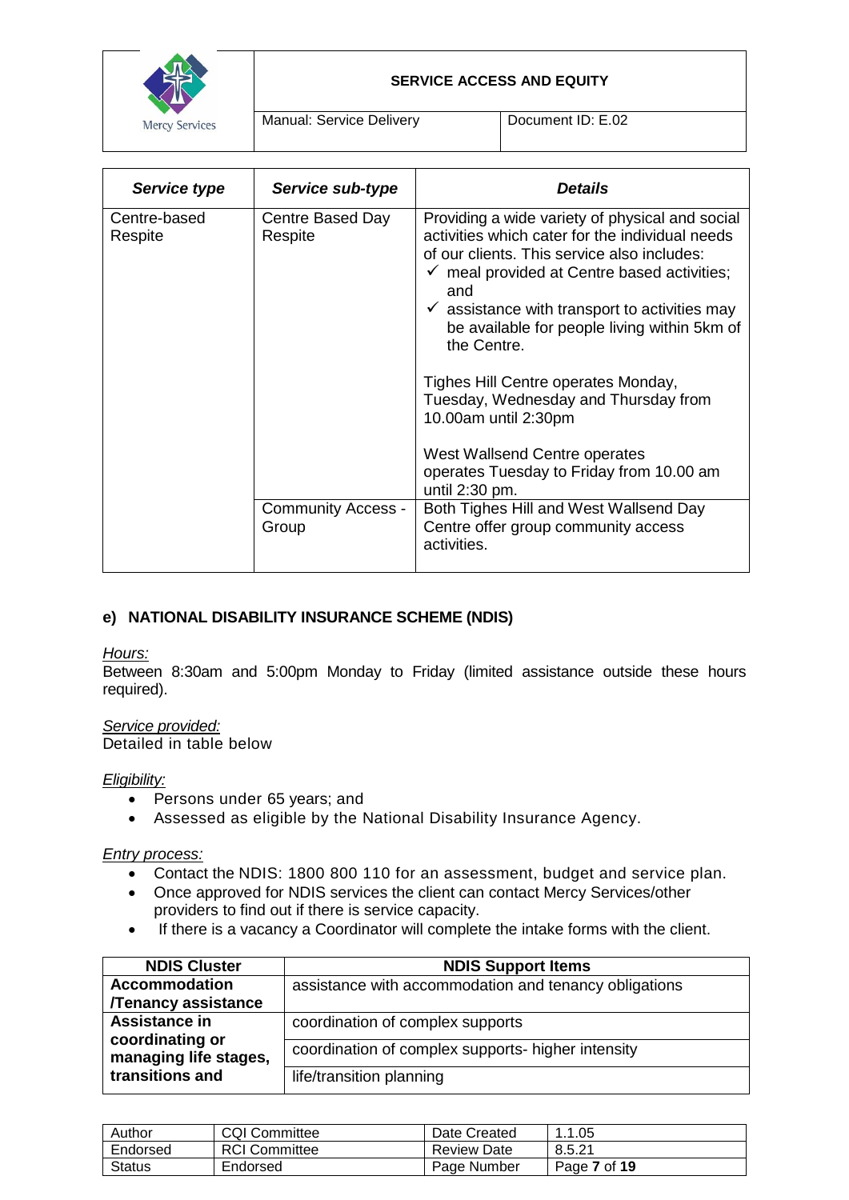| *Service type* | *Service sub-type* | *Details* |
|---|---|---|
| Centre-based Respite | Centre Based Day Respite | Providing a wide variety of physical and social activities which cater for the individual needs of our clients. This service also includes: ✓ meal provided at Centre based activities; and ✓ assistance with transport to activities may be available for people living within 5km of the Centre. Tighes Hill Centre operates Monday, Tuesday, Wednesday and Thursday from 10.00am until 2:30pm West Wallsend Centre operates operates Tuesday to Friday from 10.00 am until 2:30 pm. |
| | Community Access - Group | Both Tighes Hill and West Wallsend Day Centre offer group community access activities. |

### e) NATIONAL DISABILITY INSURANCE SCHEME (NDIS)

*Hours:*
Between 8:30am and 5:00pm Monday to Friday (limited assistance outside these hours required).

*Service provided:*
Detailed in table below

*Eligibility:*

- Persons under 65 years; and
- Assessed as eligible by the National Disability Insurance Agency.

*Entry process:*

- Contact the NDIS: 1800 800 110 for an assessment, budget and service plan.
- Once approved for NDIS services the client can contact Mercy Services/other providers to find out if there is service capacity.
- If there is a vacancy a Coordinator will complete the intake forms with the client.

| NDIS Cluster | NDIS Support Items |
|---|---|
| **Accommodation /Tenancy assistance** | assistance with accommodation and tenancy obligations |
| **Assistance in coordinating or managing life stages, transitions and** | coordination of complex supports |
| | coordination of complex supports- higher intensity |
| | life/transition planning |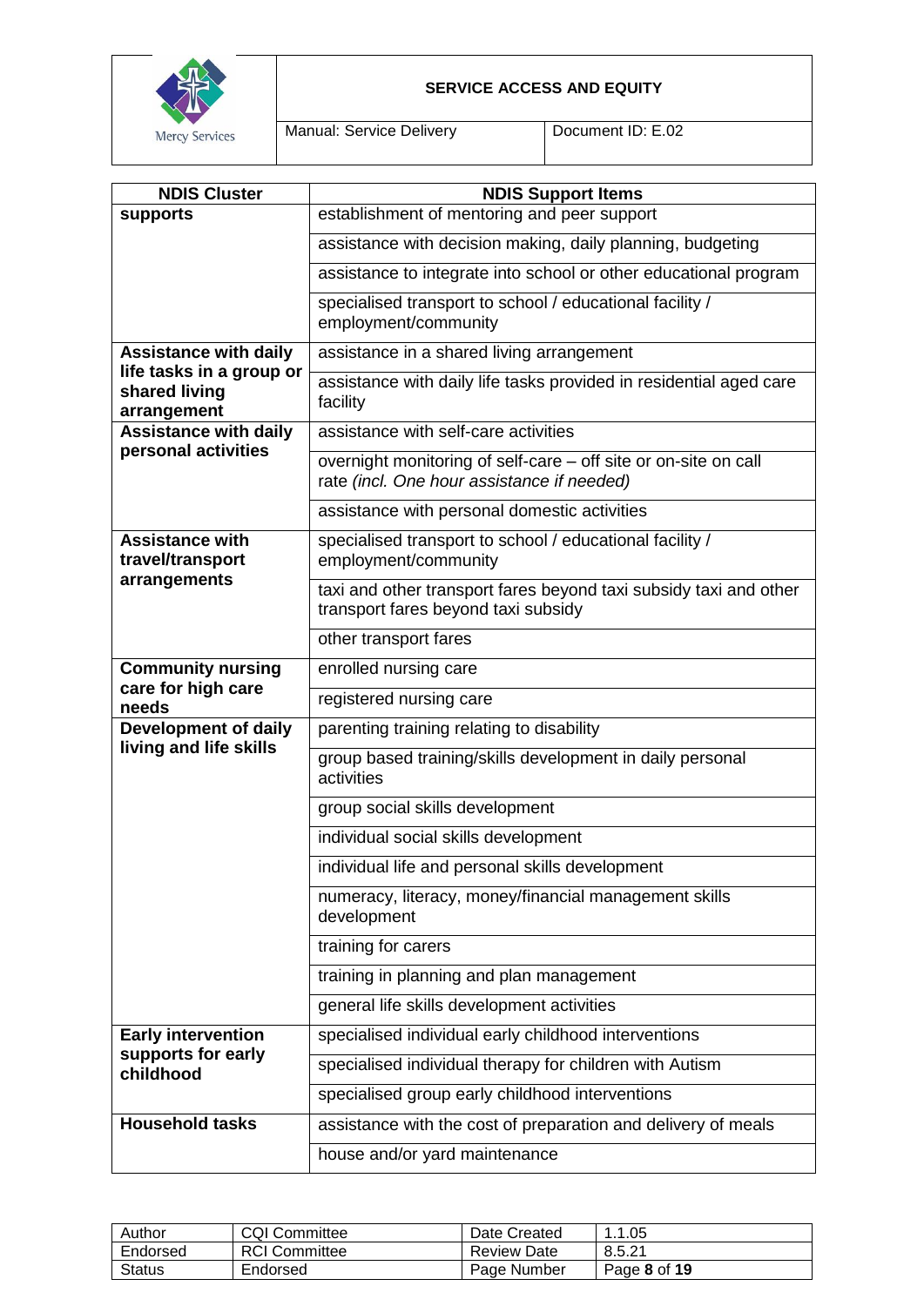| NDIS Cluster | NDIS Support Items |
|---|---|
| **supports** | establishment of mentoring and peer support |
| | assistance with decision making, daily planning, budgeting |
| | assistance to integrate into school or other educational program |
| | specialised transport to school / educational facility / employment/community |
| **Assistance with daily life tasks in a group or shared living arrangement** | assistance in a shared living arrangement |
| | assistance with daily life tasks provided in residential aged care facility |
| **Assistance with daily personal activities** | assistance with self-care activities |
| | overnight monitoring of self-care – off site or on-site on call rate *(incl. One hour assistance if needed)* |
| | assistance with personal domestic activities |
| **Assistance with travel/transport arrangements** | specialised transport to school / educational facility / employment/community |
| | taxi and other transport fares beyond taxi subsidy taxi and other transport fares beyond taxi subsidy |
| | other transport fares |
| **Community nursing care for high care needs** | enrolled nursing care |
| | registered nursing care |
| **Development of daily living and life skills** | parenting training relating to disability |
| | group based training/skills development in daily personal activities |
| | group social skills development |
| | individual social skills development |
| | individual life and personal skills development |
| | numeracy, literacy, money/financial management skills development |
| | training for carers |
| | training in planning and plan management |
| | general life skills development activities |
| **Early intervention supports for early childhood** | specialised individual early childhood interventions |
| | specialised individual therapy for children with Autism |
| | specialised group early childhood interventions |
| **Household tasks** | assistance with the cost of preparation and delivery of meals |
| | house and/or yard maintenance |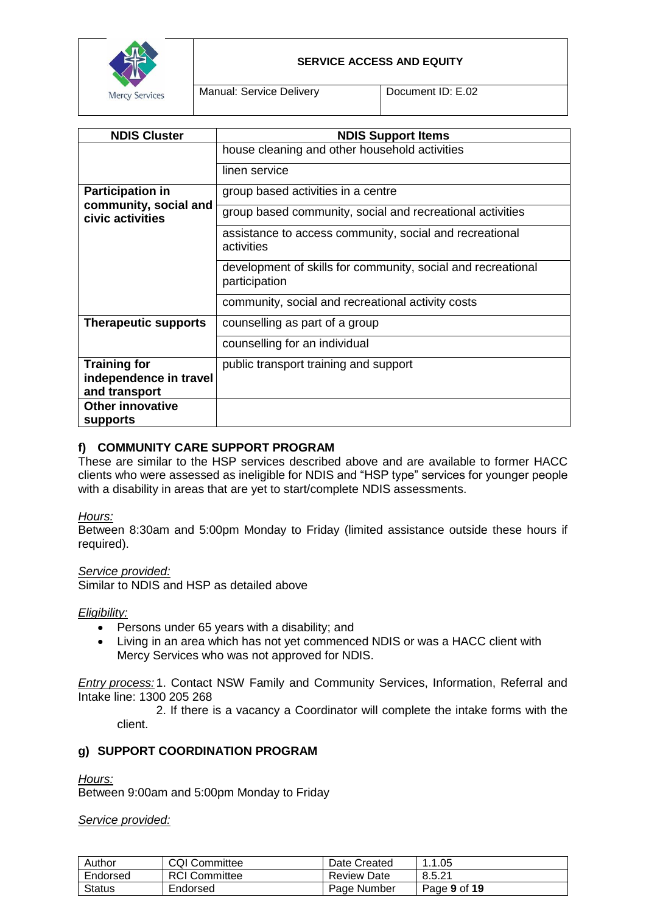| NDIS Cluster | NDIS Support Items |
|---|---|
| | house cleaning and other household activities |
| | linen service |
| **Participation in community, social and civic activities** | group based activities in a centre |
| | group based community, social and recreational activities |
| | assistance to access community, social and recreational activities |
| | development of skills for community, social and recreational participation |
| | community, social and recreational activity costs |
| **Therapeutic supports** | counselling as part of a group |
| | counselling for an individual |
| **Training for independence in travel and transport** | public transport training and support |
| **Other innovative supports** | |

### f) COMMUNITY CARE SUPPORT PROGRAM

These are similar to the HSP services described above and are available to former HACC clients who were assessed as ineligible for NDIS and "HSP type" services for younger people with a disability in areas that are yet to start/complete NDIS assessments.

*Hours:*

Between 8:30am and 5:00pm Monday to Friday (limited assistance outside these hours if required).

*Service provided:*

Similar to NDIS and HSP as detailed above

*Eligibility:*

- Persons under 65 years with a disability; and
- Living in an area which has not yet commenced NDIS or was a HACC client with Mercy Services who was not approved for NDIS.

*Entry process:* 1. Contact NSW Family and Community Services, Information, Referral and Intake line: 1300 205 268

2. If there is a vacancy a Coordinator will complete the intake forms with the client.

### g) SUPPORT COORDINATION PROGRAM

*Hours:*

Between 9:00am and 5:00pm Monday to Friday

*Service provided:*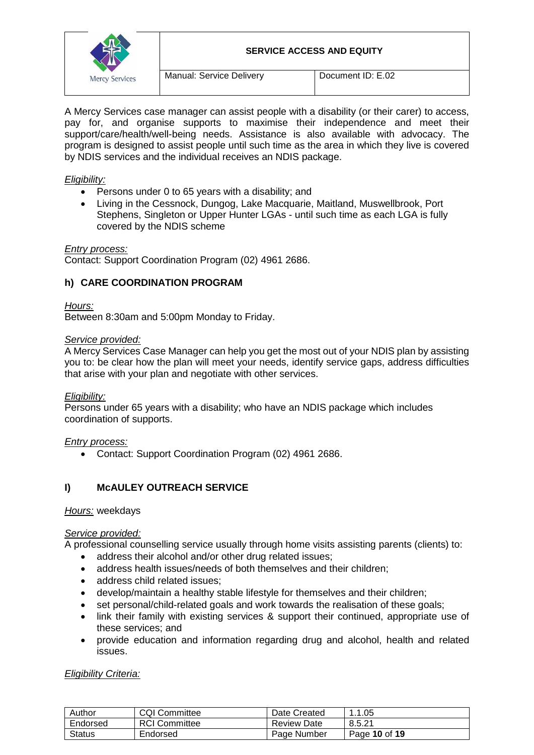A Mercy Services case manager can assist people with a disability (or their carer) to access, pay for, and organise supports to maximise their independence and meet their support/care/health/well-being needs. Assistance is also available with advocacy. The program is designed to assist people until such time as the area in which they live is covered by NDIS services and the individual receives an NDIS package.

*Eligibility:*

- Persons under 0 to 65 years with a disability; and
- Living in the Cessnock, Dungog, Lake Macquarie, Maitland, Muswellbrook, Port Stephens, Singleton or Upper Hunter LGAs - until such time as each LGA is fully covered by the NDIS scheme

*Entry process:*

Contact: Support Coordination Program (02) 4961 2686.

### h) CARE COORDINATION PROGRAM

*Hours:*

Between 8:30am and 5:00pm Monday to Friday.

*Service provided:*

A Mercy Services Case Manager can help you get the most out of your NDIS plan by assisting you to: be clear how the plan will meet your needs, identify service gaps, address difficulties that arise with your plan and negotiate with other services.

*Eligibility:*

Persons under 65 years with a disability; who have an NDIS package which includes coordination of supports.

*Entry process:*

- Contact: Support Coordination Program (02) 4961 2686.

### I) McAULEY OUTREACH SERVICE

*Hours:* weekdays

*Service provided:*

A professional counselling service usually through home visits assisting parents (clients) to:

- address their alcohol and/or other drug related issues;
- address health issues/needs of both themselves and their children;
- address child related issues;
- develop/maintain a healthy stable lifestyle for themselves and their children;
- set personal/child-related goals and work towards the realisation of these goals;
- link their family with existing services & support their continued, appropriate use of these services; and
- provide education and information regarding drug and alcohol, health and related issues.

*Eligibility Criteria:*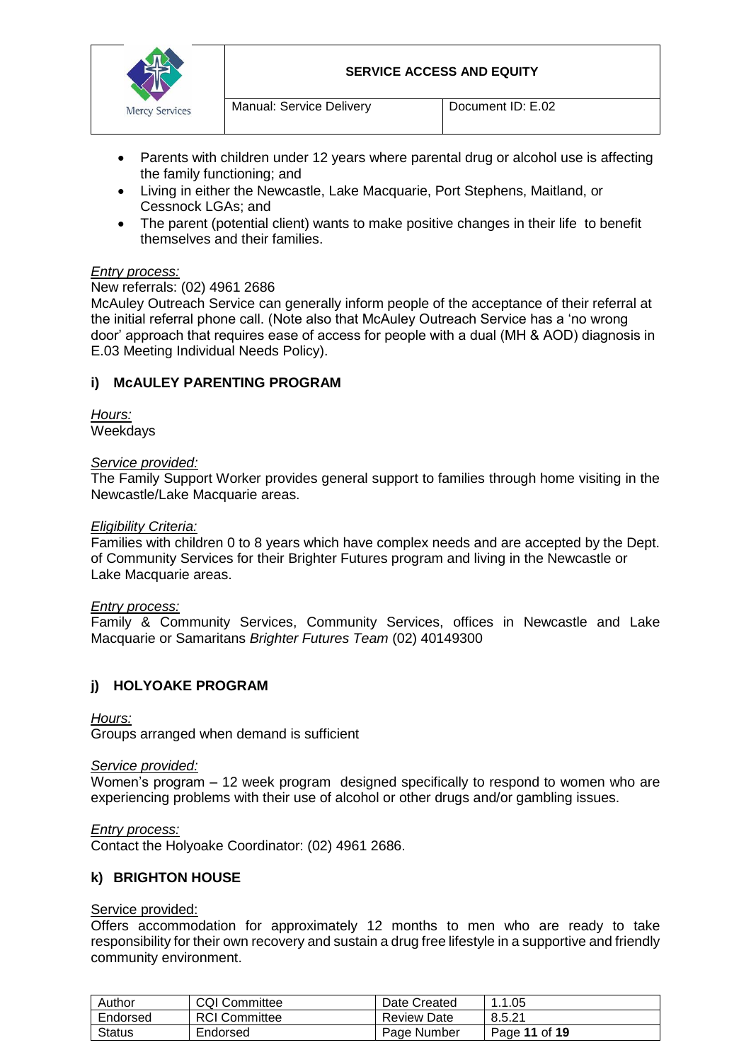- Parents with children under 12 years where parental drug or alcohol use is affecting the family functioning; and
- Living in either the Newcastle, Lake Macquarie, Port Stephens, Maitland, or Cessnock LGAs; and
- The parent (potential client) wants to make positive changes in their life to benefit themselves and their families.

*Entry process:*

New referrals: (02) 4961 2686

McAuley Outreach Service can generally inform people of the acceptance of their referral at the initial referral phone call. (Note also that McAuley Outreach Service has a 'no wrong door' approach that requires ease of access for people with a dual (MH & AOD) diagnosis in E.03 Meeting Individual Needs Policy).

### i) McAULEY PARENTING PROGRAM

*Hours:*

Weekdays

*Service provided:*

The Family Support Worker provides general support to families through home visiting in the Newcastle/Lake Macquarie areas.

*Eligibility Criteria:*

Families with children 0 to 8 years which have complex needs and are accepted by the Dept. of Community Services for their Brighter Futures program and living in the Newcastle or Lake Macquarie areas.

*Entry process:*

Family & Community Services, Community Services, offices in Newcastle and Lake Macquarie or Samaritans *Brighter Futures Team* (02) 40149300

### j) HOLYOAKE PROGRAM

*Hours:*

Groups arranged when demand is sufficient

*Service provided:*

Women's program – 12 week program designed specifically to respond to women who are experiencing problems with their use of alcohol or other drugs and/or gambling issues.

*Entry process:*

Contact the Holyoake Coordinator: (02) 4961 2686.

### k) BRIGHTON HOUSE

Service provided:

Offers accommodation for approximately 12 months to men who are ready to take responsibility for their own recovery and sustain a drug free lifestyle in a supportive and friendly community environment.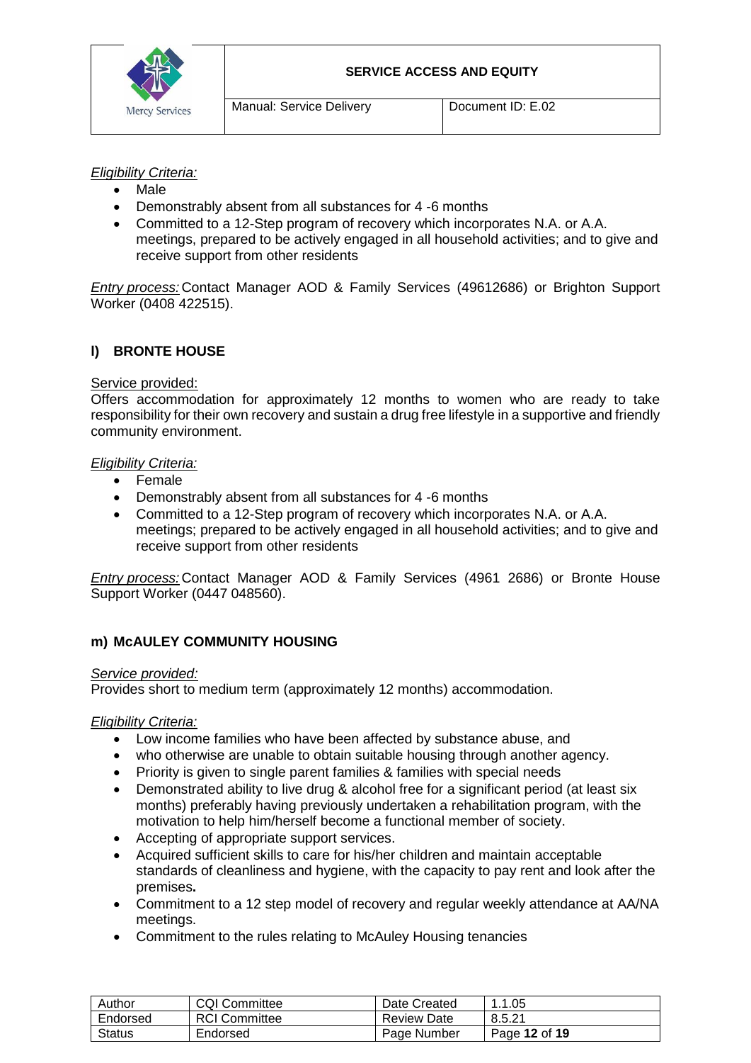*Eligibility Criteria:*

- Male
- Demonstrably absent from all substances for 4 -6 months
- Committed to a 12-Step program of recovery which incorporates N.A. or A.A. meetings, prepared to be actively engaged in all household activities; and to give and receive support from other residents

*Entry process:* Contact Manager AOD & Family Services (49612686) or Brighton Support Worker (0408 422515).

## l) BRONTE HOUSE

Service provided:

Offers accommodation for approximately 12 months to women who are ready to take responsibility for their own recovery and sustain a drug free lifestyle in a supportive and friendly community environment.

*Eligibility Criteria:*

- Female
- Demonstrably absent from all substances for 4 -6 months
- Committed to a 12-Step program of recovery which incorporates N.A. or A.A. meetings; prepared to be actively engaged in all household activities; and to give and receive support from other residents

*Entry process:* Contact Manager AOD & Family Services (4961 2686) or Bronte House Support Worker (0447 048560).

## m) McAULEY COMMUNITY HOUSING

*Service provided:*

Provides short to medium term (approximately 12 months) accommodation.

*Eligibility Criteria:*

- Low income families who have been affected by substance abuse, and
- who otherwise are unable to obtain suitable housing through another agency.
- Priority is given to single parent families & families with special needs
- Demonstrated ability to live drug & alcohol free for a significant period (at least six months) preferably having previously undertaken a rehabilitation program, with the motivation to help him/herself become a functional member of society.
- Accepting of appropriate support services.
- Acquired sufficient skills to care for his/her children and maintain acceptable standards of cleanliness and hygiene, with the capacity to pay rent and look after the premises**.**
- Commitment to a 12 step model of recovery and regular weekly attendance at AA/NA meetings.
- Commitment to the rules relating to McAuley Housing tenancies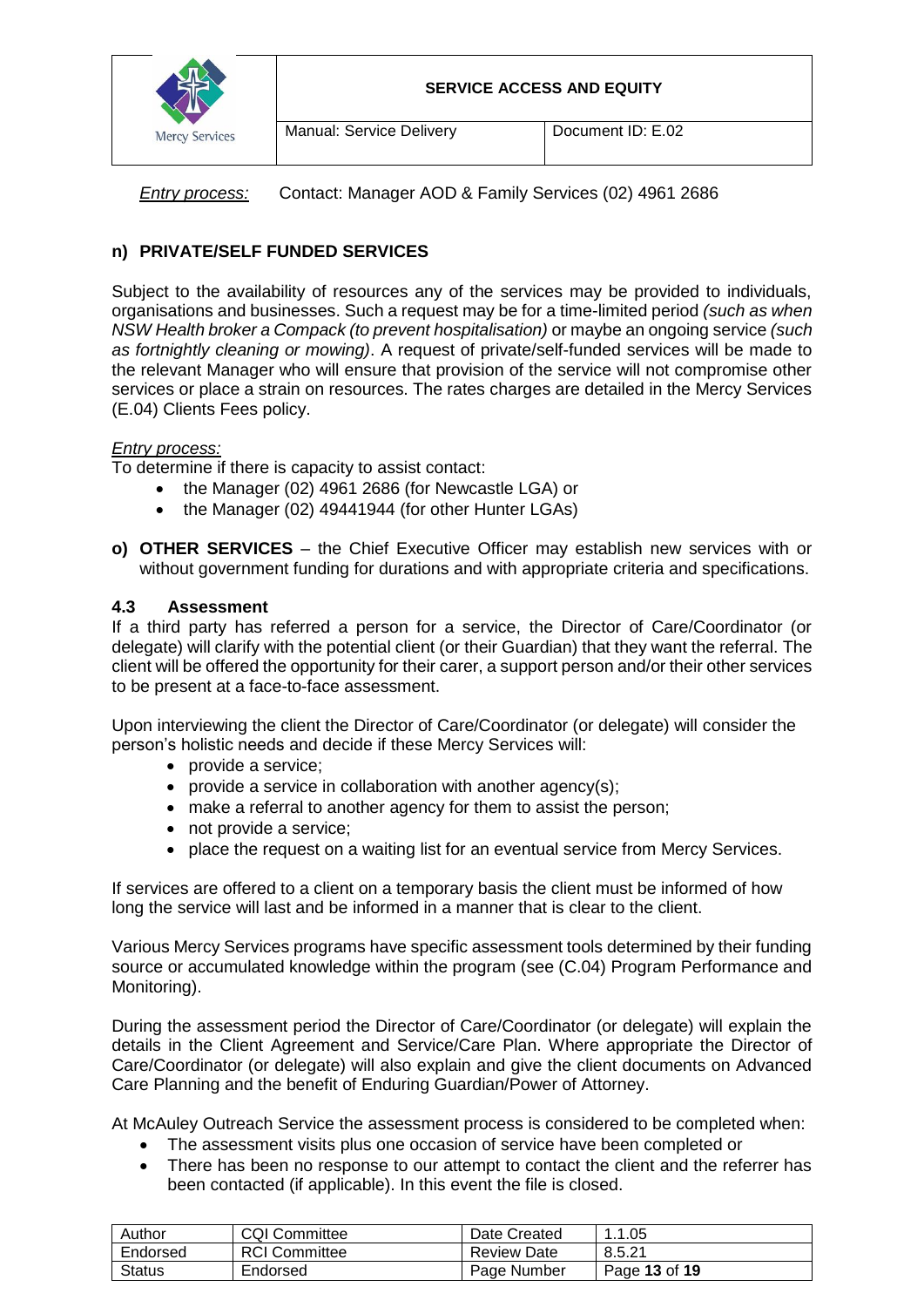*Entry process:* Contact: Manager AOD & Family Services (02) 4961 2686

## n) PRIVATE/SELF FUNDED SERVICES

Subject to the availability of resources any of the services may be provided to individuals, organisations and businesses. Such a request may be for a time-limited period *(such as when NSW Health broker a Compack (to prevent hospitalisation)* or maybe an ongoing service *(such as fortnightly cleaning or mowing)*. A request of private/self-funded services will be made to the relevant Manager who will ensure that provision of the service will not compromise other services or place a strain on resources. The rates charges are detailed in the Mercy Services (E.04) Clients Fees policy.

*Entry process:*
To determine if there is capacity to assist contact:

- the Manager (02) 4961 2686 (for Newcastle LGA) or
- the Manager (02) 49441944 (for other Hunter LGAs)

**o) OTHER SERVICES** – the Chief Executive Officer may establish new services with or without government funding for durations and with appropriate criteria and specifications.

### 4.3 Assessment

If a third party has referred a person for a service, the Director of Care/Coordinator (or delegate) will clarify with the potential client (or their Guardian) that they want the referral. The client will be offered the opportunity for their carer, a support person and/or their other services to be present at a face-to-face assessment.

Upon interviewing the client the Director of Care/Coordinator (or delegate) will consider the person's holistic needs and decide if these Mercy Services will:

- provide a service;
- provide a service in collaboration with another agency(s);
- make a referral to another agency for them to assist the person;
- not provide a service;
- place the request on a waiting list for an eventual service from Mercy Services.

If services are offered to a client on a temporary basis the client must be informed of how long the service will last and be informed in a manner that is clear to the client.

Various Mercy Services programs have specific assessment tools determined by their funding source or accumulated knowledge within the program (see (C.04) Program Performance and Monitoring).

During the assessment period the Director of Care/Coordinator (or delegate) will explain the details in the Client Agreement and Service/Care Plan. Where appropriate the Director of Care/Coordinator (or delegate) will also explain and give the client documents on Advanced Care Planning and the benefit of Enduring Guardian/Power of Attorney.

At McAuley Outreach Service the assessment process is considered to be completed when:

- The assessment visits plus one occasion of service have been completed or
- There has been no response to our attempt to contact the client and the referrer has been contacted (if applicable). In this event the file is closed.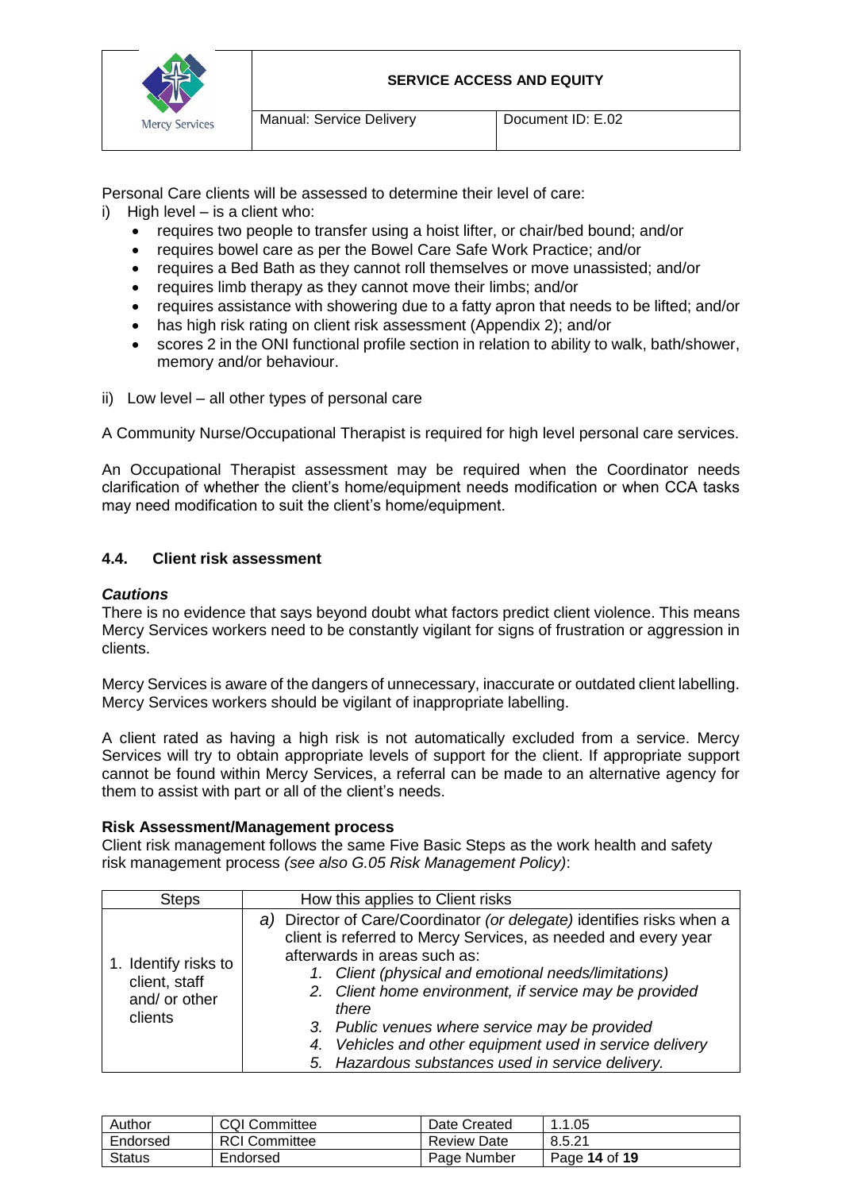Personal Care clients will be assessed to determine their level of care:

i) High level – is a client who:
   - requires two people to transfer using a hoist lifter, or chair/bed bound; and/or
   - requires bowel care as per the Bowel Care Safe Work Practice; and/or
   - requires a Bed Bath as they cannot roll themselves or move unassisted; and/or
   - requires limb therapy as they cannot move their limbs; and/or
   - requires assistance with showering due to a fatty apron that needs to be lifted; and/or
   - has high risk rating on client risk assessment (Appendix 2); and/or
   - scores 2 in the ONI functional profile section in relation to ability to walk, bath/shower, memory and/or behaviour.

ii) Low level – all other types of personal care

A Community Nurse/Occupational Therapist is required for high level personal care services.

An Occupational Therapist assessment may be required when the Coordinator needs clarification of whether the client's home/equipment needs modification or when CCA tasks may need modification to suit the client's home/equipment.

### 4.4. Client risk assessment

***Cautions***

There is no evidence that says beyond doubt what factors predict client violence. This means Mercy Services workers need to be constantly vigilant for signs of frustration or aggression in clients.

Mercy Services is aware of the dangers of unnecessary, inaccurate or outdated client labelling. Mercy Services workers should be vigilant of inappropriate labelling.

A client rated as having a high risk is not automatically excluded from a service. Mercy Services will try to obtain appropriate levels of support for the client. If appropriate support cannot be found within Mercy Services, a referral can be made to an alternative agency for them to assist with part or all of the client's needs.

**Risk Assessment/Management process**

Client risk management follows the same Five Basic Steps as the work health and safety risk management process *(see also G.05 Risk Management Policy)*:

| Steps | How this applies to Client risks |
|---|---|
| 1. Identify risks to client, staff and/ or other clients | *a)* Director of Care/Coordinator *(or delegate)* identifies risks when a client is referred to Mercy Services, as needed and every year afterwards in areas such as: <br> *1. Client (physical and emotional needs/limitations)* <br> *2. Client home environment, if service may be provided there* <br> *3. Public venues where service may be provided* <br> *4. Vehicles and other equipment used in service delivery* <br> *5. Hazardous substances used in service delivery.* |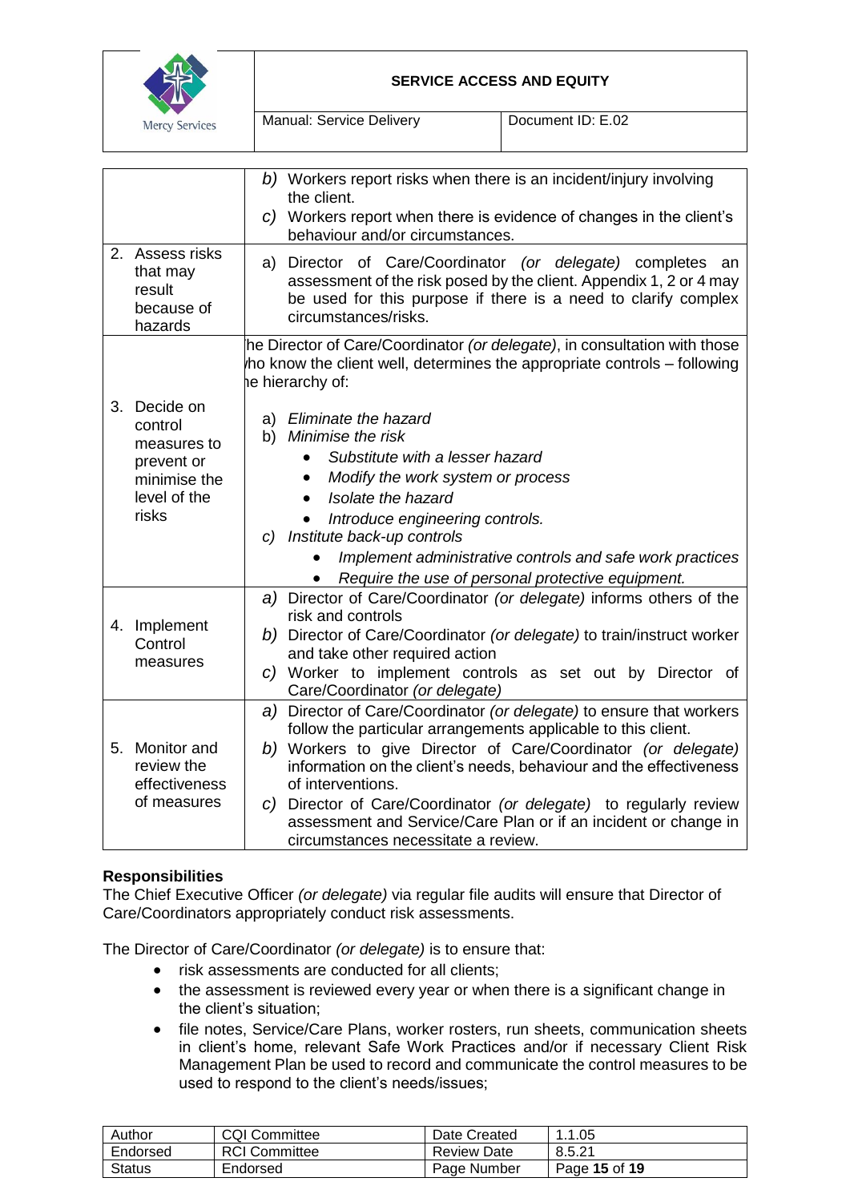| | |
|---|---|
| | *b)* Workers report risks when there is an incident/injury involving the client.<br>*c)* Workers report when there is evidence of changes in the client's behaviour and/or circumstances. |
| 2. Assess risks that may result because of hazards | a) Director of Care/Coordinator *(or delegate)* completes an assessment of the risk posed by the client. Appendix 1, 2 or 4 may be used for this purpose if there is a need to clarify complex circumstances/risks. |
| 3. Decide on control measures to prevent or minimise the level of the risks | he Director of Care/Coordinator *(or delegate)*, in consultation with those ho know the client well, determines the appropriate controls – following he hierarchy of:<br><br>a) *Eliminate the hazard*<br>b) *Minimise the risk*<br>• *Substitute with a lesser hazard*<br>• *Modify the work system or process*<br>• *Isolate the hazard*<br>• *Introduce engineering controls.*<br>*c) Institute back-up controls*<br>• *Implement administrative controls and safe work practices*<br>• *Require the use of personal protective equipment.* |
| 4. Implement Control measures | *a)* Director of Care/Coordinator *(or delegate)* informs others of the risk and controls<br>*b)* Director of Care/Coordinator *(or delegate)* to train/instruct worker and take other required action<br>*c)* Worker to implement controls as set out by Director of Care/Coordinator *(or delegate)* |
| 5. Monitor and review the effectiveness of measures | *a)* Director of Care/Coordinator *(or delegate)* to ensure that workers follow the particular arrangements applicable to this client.<br>*b)* Workers to give Director of Care/Coordinator *(or delegate)* information on the client's needs, behaviour and the effectiveness of interventions.<br>*c)* Director of Care/Coordinator *(or delegate)* to regularly review assessment and Service/Care Plan or if an incident or change in circumstances necessitate a review. |

**Responsibilities**

The Chief Executive Officer *(or delegate)* via regular file audits will ensure that Director of Care/Coordinators appropriately conduct risk assessments.

The Director of Care/Coordinator *(or delegate)* is to ensure that:

- risk assessments are conducted for all clients;
- the assessment is reviewed every year or when there is a significant change in the client's situation;
- file notes, Service/Care Plans, worker rosters, run sheets, communication sheets in client's home, relevant Safe Work Practices and/or if necessary Client Risk Management Plan be used to record and communicate the control measures to be used to respond to the client's needs/issues;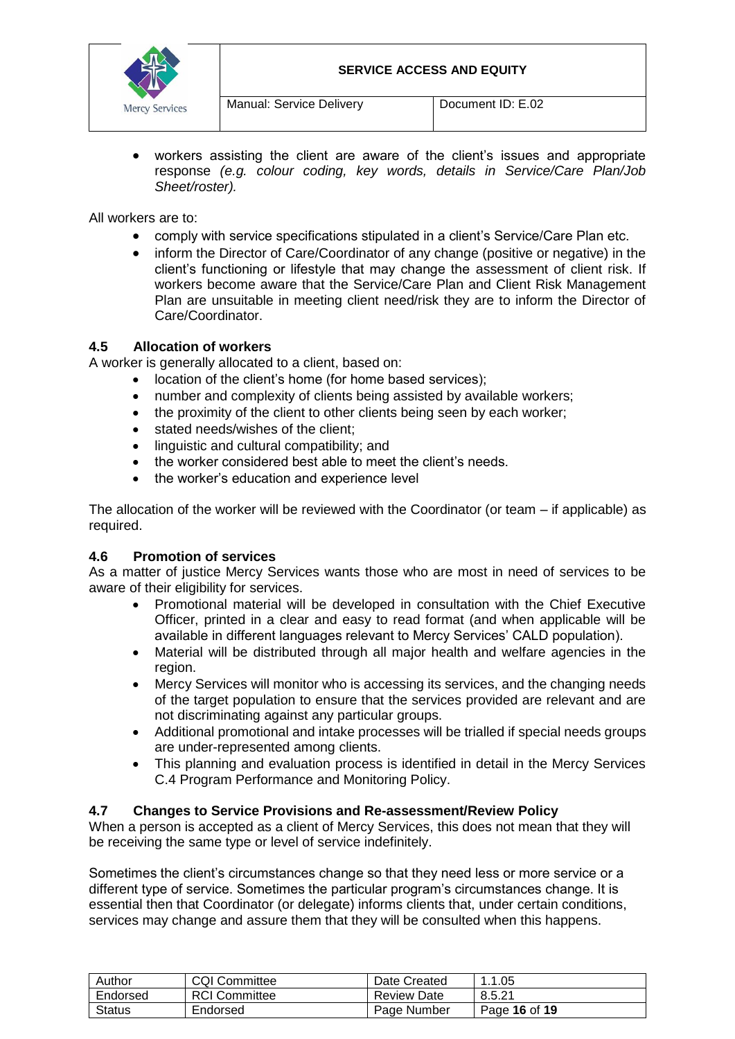- workers assisting the client are aware of the client's issues and appropriate response *(e.g. colour coding, key words, details in Service/Care Plan/Job Sheet/roster).*

All workers are to:

- comply with service specifications stipulated in a client's Service/Care Plan etc.
- inform the Director of Care/Coordinator of any change (positive or negative) in the client's functioning or lifestyle that may change the assessment of client risk. If workers become aware that the Service/Care Plan and Client Risk Management Plan are unsuitable in meeting client need/risk they are to inform the Director of Care/Coordinator.

### 4.5 Allocation of workers

A worker is generally allocated to a client, based on:

- location of the client's home (for home based services);
- number and complexity of clients being assisted by available workers;
- the proximity of the client to other clients being seen by each worker;
- stated needs/wishes of the client;
- linguistic and cultural compatibility; and
- the worker considered best able to meet the client's needs.
- the worker's education and experience level

The allocation of the worker will be reviewed with the Coordinator (or team – if applicable) as required.

### 4.6 Promotion of services

As a matter of justice Mercy Services wants those who are most in need of services to be aware of their eligibility for services.

- Promotional material will be developed in consultation with the Chief Executive Officer, printed in a clear and easy to read format (and when applicable will be available in different languages relevant to Mercy Services' CALD population).
- Material will be distributed through all major health and welfare agencies in the region.
- Mercy Services will monitor who is accessing its services, and the changing needs of the target population to ensure that the services provided are relevant and are not discriminating against any particular groups.
- Additional promotional and intake processes will be trialled if special needs groups are under-represented among clients.
- This planning and evaluation process is identified in detail in the Mercy Services C.4 Program Performance and Monitoring Policy.

### 4.7 Changes to Service Provisions and Re-assessment/Review Policy

When a person is accepted as a client of Mercy Services, this does not mean that they will be receiving the same type or level of service indefinitely.

Sometimes the client's circumstances change so that they need less or more service or a different type of service. Sometimes the particular program's circumstances change. It is essential then that Coordinator (or delegate) informs clients that, under certain conditions, services may change and assure them that they will be consulted when this happens.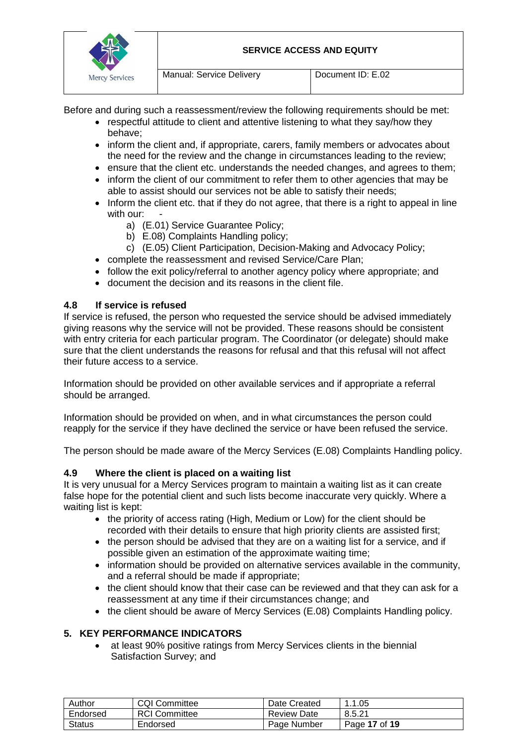Before and during such a reassessment/review the following requirements should be met:

- respectful attitude to client and attentive listening to what they say/how they behave;
- inform the client and, if appropriate, carers, family members or advocates about the need for the review and the change in circumstances leading to the review;
- ensure that the client etc. understands the needed changes, and agrees to them;
- inform the client of our commitment to refer them to other agencies that may be able to assist should our services not be able to satisfy their needs;
- Inform the client etc. that if they do not agree, that there is a right to appeal in line with our: -
  a) (E.01) Service Guarantee Policy;
  b) E.08) Complaints Handling policy;
  c) (E.05) Client Participation, Decision-Making and Advocacy Policy;
- complete the reassessment and revised Service/Care Plan;
- follow the exit policy/referral to another agency policy where appropriate; and
- document the decision and its reasons in the client file.

### 4.8 If service is refused

If service is refused, the person who requested the service should be advised immediately giving reasons why the service will not be provided. These reasons should be consistent with entry criteria for each particular program. The Coordinator (or delegate) should make sure that the client understands the reasons for refusal and that this refusal will not affect their future access to a service.

Information should be provided on other available services and if appropriate a referral should be arranged.

Information should be provided on when, and in what circumstances the person could reapply for the service if they have declined the service or have been refused the service.

The person should be made aware of the Mercy Services (E.08) Complaints Handling policy.

### 4.9 Where the client is placed on a waiting list

It is very unusual for a Mercy Services program to maintain a waiting list as it can create false hope for the potential client and such lists become inaccurate very quickly. Where a waiting list is kept:

- the priority of access rating (High, Medium or Low) for the client should be recorded with their details to ensure that high priority clients are assisted first;
- the person should be advised that they are on a waiting list for a service, and if possible given an estimation of the approximate waiting time;
- information should be provided on alternative services available in the community, and a referral should be made if appropriate;
- the client should know that their case can be reviewed and that they can ask for a reassessment at any time if their circumstances change; and
- the client should be aware of Mercy Services (E.08) Complaints Handling policy.

## 5. KEY PERFORMANCE INDICATORS

- at least 90% positive ratings from Mercy Services clients in the biennial Satisfaction Survey; and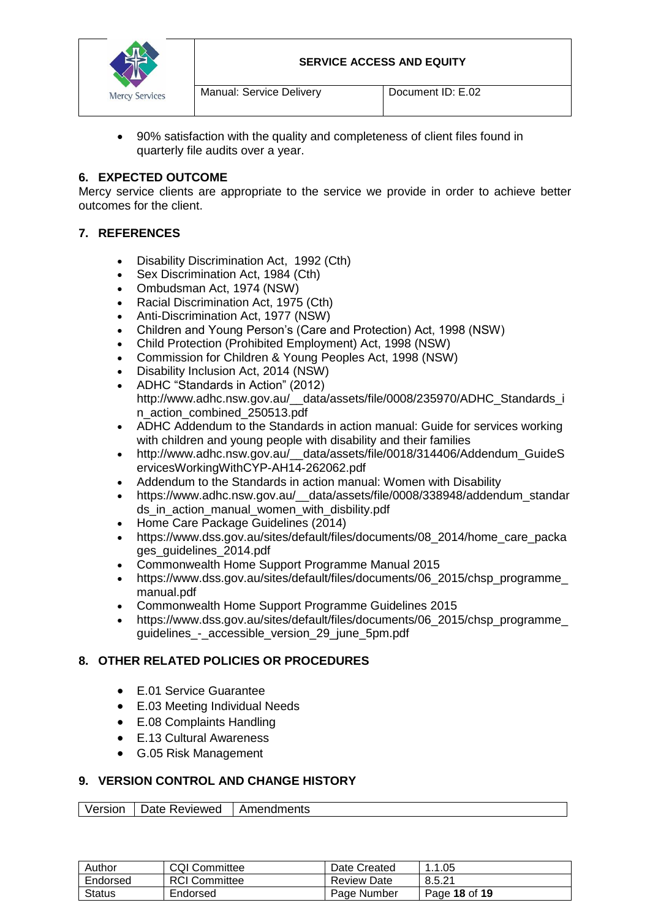- 90% satisfaction with the quality and completeness of client files found in quarterly file audits over a year.

## 6. EXPECTED OUTCOME

Mercy service clients are appropriate to the service we provide in order to achieve better outcomes for the client.

## 7. REFERENCES

- Disability Discrimination Act, 1992 (Cth)
- Sex Discrimination Act, 1984 (Cth)
- Ombudsman Act, 1974 (NSW)
- Racial Discrimination Act, 1975 (Cth)
- Anti-Discrimination Act, 1977 (NSW)
- Children and Young Person's (Care and Protection) Act, 1998 (NSW)
- Child Protection (Prohibited Employment) Act, 1998 (NSW)
- Commission for Children & Young Peoples Act, 1998 (NSW)
- Disability Inclusion Act, 2014 (NSW)
- ADHC "Standards in Action" (2012) http://www.adhc.nsw.gov.au/__data/assets/file/0008/235970/ADHC_Standards_in_action_combined_250513.pdf
- ADHC Addendum to the Standards in action manual: Guide for services working with children and young people with disability and their families
- http://www.adhc.nsw.gov.au/__data/assets/file/0018/314406/Addendum_GuideServicesWorkingWithCYP-AH14-262062.pdf
- Addendum to the Standards in action manual: Women with Disability
- https://www.adhc.nsw.gov.au/__data/assets/file/0008/338948/addendum_standards_in_action_manual_women_with_disbility.pdf
- Home Care Package Guidelines (2014)
- https://www.dss.gov.au/sites/default/files/documents/08_2014/home_care_packages_guidelines_2014.pdf
- Commonwealth Home Support Programme Manual 2015
- https://www.dss.gov.au/sites/default/files/documents/06_2015/chsp_programme_manual.pdf
- Commonwealth Home Support Programme Guidelines 2015
- https://www.dss.gov.au/sites/default/files/documents/06_2015/chsp_programme_guidelines_-_accessible_version_29_june_5pm.pdf

## 8. OTHER RELATED POLICIES OR PROCEDURES

- E.01 Service Guarantee
- E.03 Meeting Individual Needs
- E.08 Complaints Handling
- E.13 Cultural Awareness
- G.05 Risk Management

## 9. VERSION CONTROL AND CHANGE HISTORY

| Version | Date Reviewed | Amendments |
|---|---|---|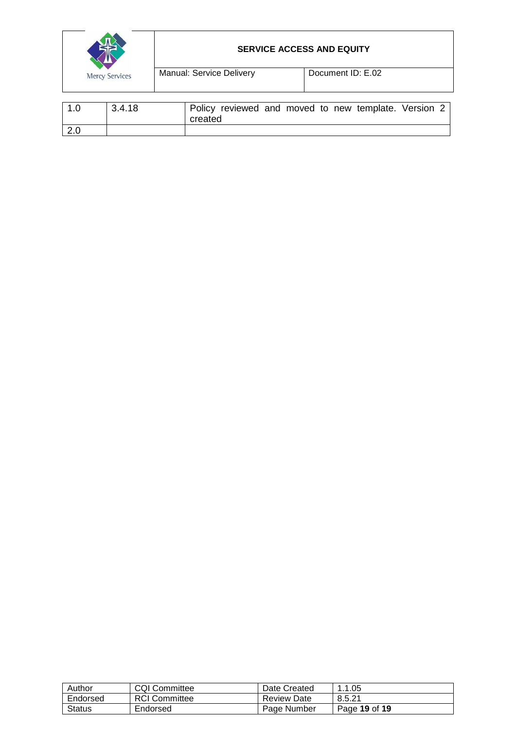| | | |
|---|---|---|
| 1.0 | 3.4.18 | Policy reviewed and moved to new template. Version 2 created |
| 2.0 | | |